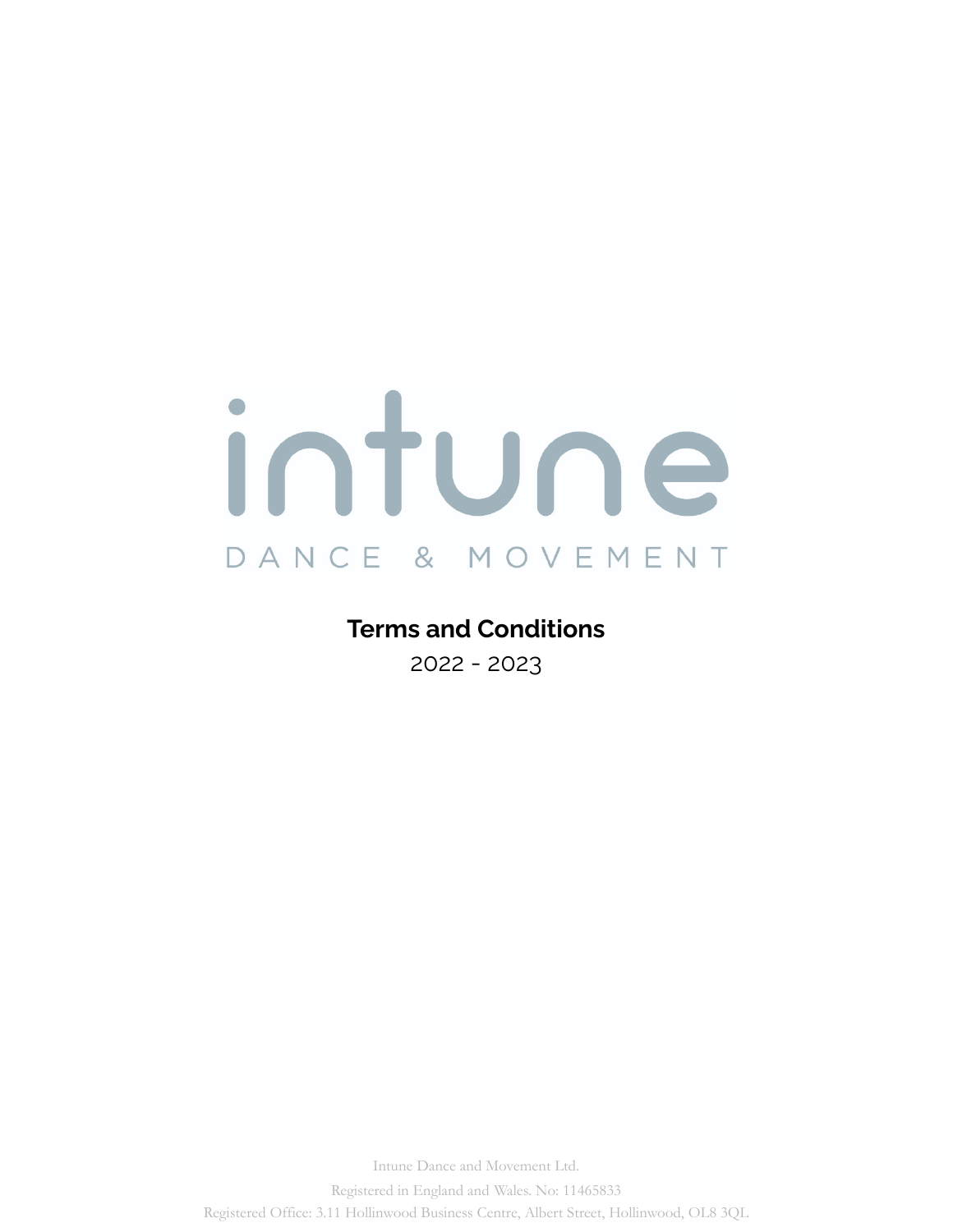intune

DANCE & MOVEMENT

# Terms and Conditions

2022 - 2023

Intune Dance and Movement Ltd.

Registered in England and Wales. No: 11465833

Registered Office: 3.11 Hollinwood Business Centre, Albert Street, Hollinwood, OL8 3QL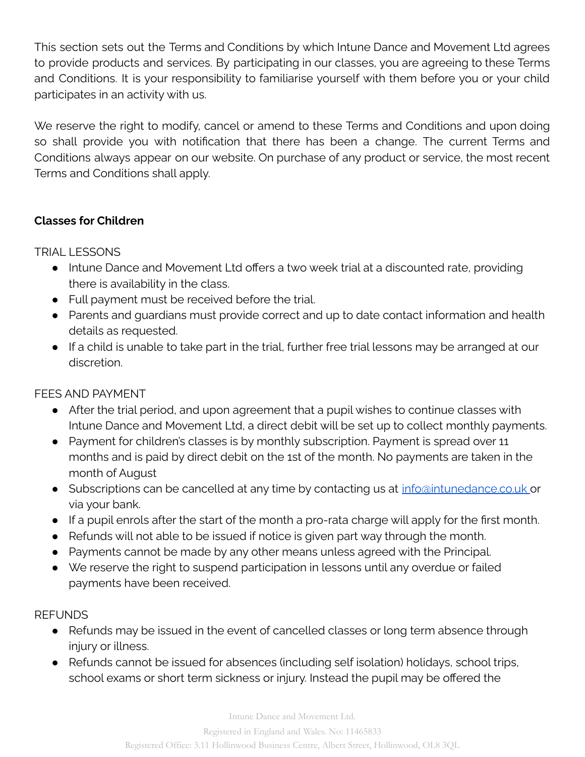This section sets out the Terms and Conditions by which Intune Dance and Movement Ltd agrees to provide products and services. By participating in our classes, you are agreeing to these Terms and Conditions. It is your responsibility to familiarise yourself with them before you or your child participates in an activity with us.

We reserve the right to modify, cancel or amend to these Terms and Conditions and upon doing so shall provide you with notification that there has been a change. The current Terms and Conditions always appear on our website. On purchase of any product or service, the most recent Terms and Conditions shall apply.

**Classes for Children**

TRIAL LESSONS

- Intune Dance and Movement Ltd offers a two week trial at a discounted rate, providing there is availability in the class.
- Full payment must be received before the trial.
- Parents and guardians must provide correct and up to date contact information and health details as requested.
- If a child is unable to take part in the trial, further free trial lessons may be arranged at our discretion.

FEES AND PAYMENT

- After the trial period, and upon agreement that a pupil wishes to continue classes with Intune Dance and Movement Ltd, a direct debit will be set up to collect monthly payments.
- Payment for children's classes is by monthly subscription. Payment is spread over 11 months and is paid by direct debit on the 1st of the month. No payments are taken in the month of August
- Subscriptions can be cancelled at any time by contacting us at info@intunedance.co.uk or via your bank.
- If a pupil enrols after the start of the month a pro-rata charge will apply for the first month.
- Refunds will not able to be issued if notice is given part way through the month.
- Payments cannot be made by any other means unless agreed with the Principal.
- We reserve the right to suspend participation in lessons until any overdue or failed payments have been received.

REFUNDS

- Refunds may be issued in the event of cancelled classes or long term absence through injury or illness.
- Refunds cannot be issued for absences (including self isolation) holidays, school trips, school exams or short term sickness or injury. Instead the pupil may be offered the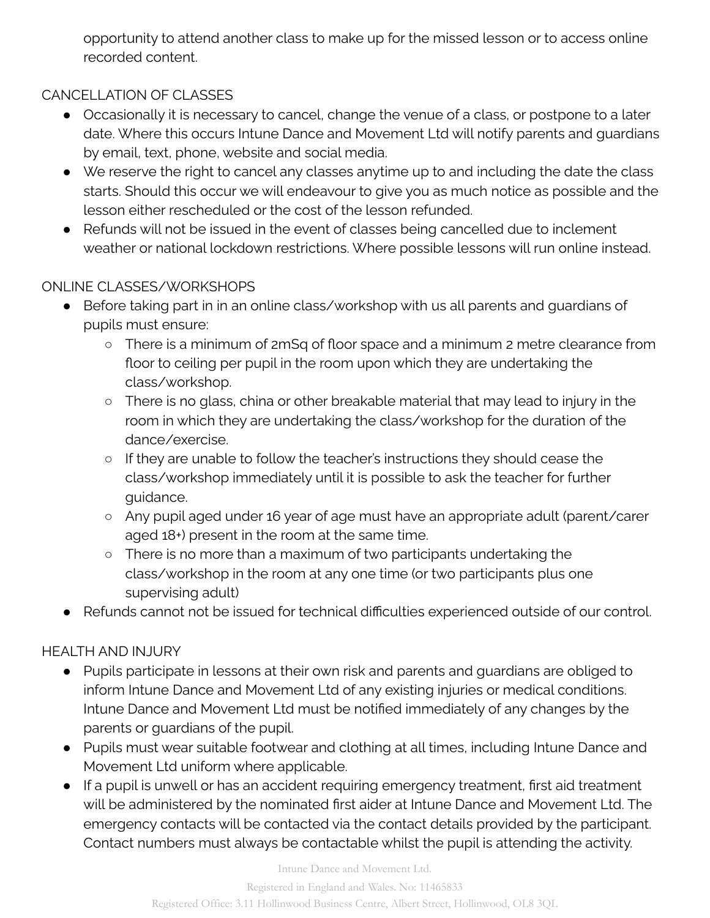opportunity to attend another class to make up for the missed lesson or to access online recorded content.

CANCELLATION OF CLASSES

- Occasionally it is necessary to cancel, change the venue of a class, or postpone to a later date. Where this occurs Intune Dance and Movement Ltd will notify parents and guardians by email, text, phone, website and social media.
- We reserve the right to cancel any classes anytime up to and including the date the class starts. Should this occur we will endeavour to give you as much notice as possible and the lesson either rescheduled or the cost of the lesson refunded.
- Refunds will not be issued in the event of classes being cancelled due to inclement weather or national lockdown restrictions. Where possible lessons will run online instead.

ONLINE CLASSES/WORKSHOPS

- Before taking part in in an online class/workshop with us all parents and guardians of pupils must ensure:
  - There is a minimum of 2mSq of floor space and a minimum 2 metre clearance from floor to ceiling per pupil in the room upon which they are undertaking the class/workshop.
  - There is no glass, china or other breakable material that may lead to injury in the room in which they are undertaking the class/workshop for the duration of the dance/exercise.
  - If they are unable to follow the teacher's instructions they should cease the class/workshop immediately until it is possible to ask the teacher for further guidance.
  - Any pupil aged under 16 year of age must have an appropriate adult (parent/carer aged 18+) present in the room at the same time.
  - There is no more than a maximum of two participants undertaking the class/workshop in the room at any one time (or two participants plus one supervising adult)
- Refunds cannot not be issued for technical difficulties experienced outside of our control.

HEALTH AND INJURY

- Pupils participate in lessons at their own risk and parents and guardians are obliged to inform Intune Dance and Movement Ltd of any existing injuries or medical conditions. Intune Dance and Movement Ltd must be notified immediately of any changes by the parents or guardians of the pupil.
- Pupils must wear suitable footwear and clothing at all times, including Intune Dance and Movement Ltd uniform where applicable.
- If a pupil is unwell or has an accident requiring emergency treatment, first aid treatment will be administered by the nominated first aider at Intune Dance and Movement Ltd. The emergency contacts will be contacted via the contact details provided by the participant. Contact numbers must always be contactable whilst the pupil is attending the activity.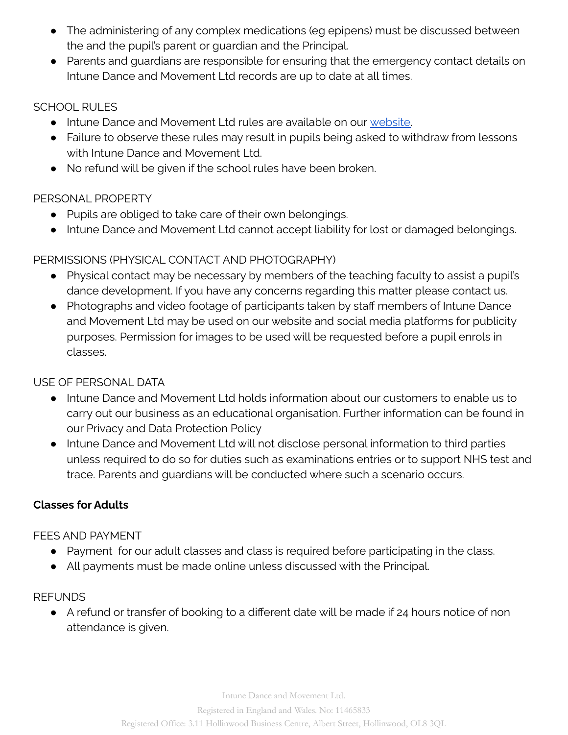- The administering of any complex medications (eg epipens) must be discussed between the and the pupil's parent or guardian and the Principal.
- Parents and guardians are responsible for ensuring that the emergency contact details on Intune Dance and Movement Ltd records are up to date at all times.

SCHOOL RULES

- Intune Dance and Movement Ltd rules are available on our website.
- Failure to observe these rules may result in pupils being asked to withdraw from lessons with Intune Dance and Movement Ltd.
- No refund will be given if the school rules have been broken.

PERSONAL PROPERTY

- Pupils are obliged to take care of their own belongings.
- Intune Dance and Movement Ltd cannot accept liability for lost or damaged belongings.

PERMISSIONS (PHYSICAL CONTACT AND PHOTOGRAPHY)

- Physical contact may be necessary by members of the teaching faculty to assist a pupil's dance development. If you have any concerns regarding this matter please contact us.
- Photographs and video footage of participants taken by staff members of Intune Dance and Movement Ltd may be used on our website and social media platforms for publicity purposes. Permission for images to be used will be requested before a pupil enrols in classes.

USE OF PERSONAL DATA

- Intune Dance and Movement Ltd holds information about our customers to enable us to carry out our business as an educational organisation. Further information can be found in our Privacy and Data Protection Policy
- Intune Dance and Movement Ltd will not disclose personal information to third parties unless required to do so for duties such as examinations entries or to support NHS test and trace. Parents and guardians will be conducted where such a scenario occurs.

**Classes for Adults**

FEES AND PAYMENT

- Payment for our adult classes and class is required before participating in the class.
- All payments must be made online unless discussed with the Principal.

REFUNDS

- A refund or transfer of booking to a different date will be made if 24 hours notice of non attendance is given.

Intune Dance and Movement Ltd.
Registered in England and Wales. No: 11465833
Registered Office: 3.11 Hollinwood Business Centre, Albert Street, Hollinwood, OL8 3QL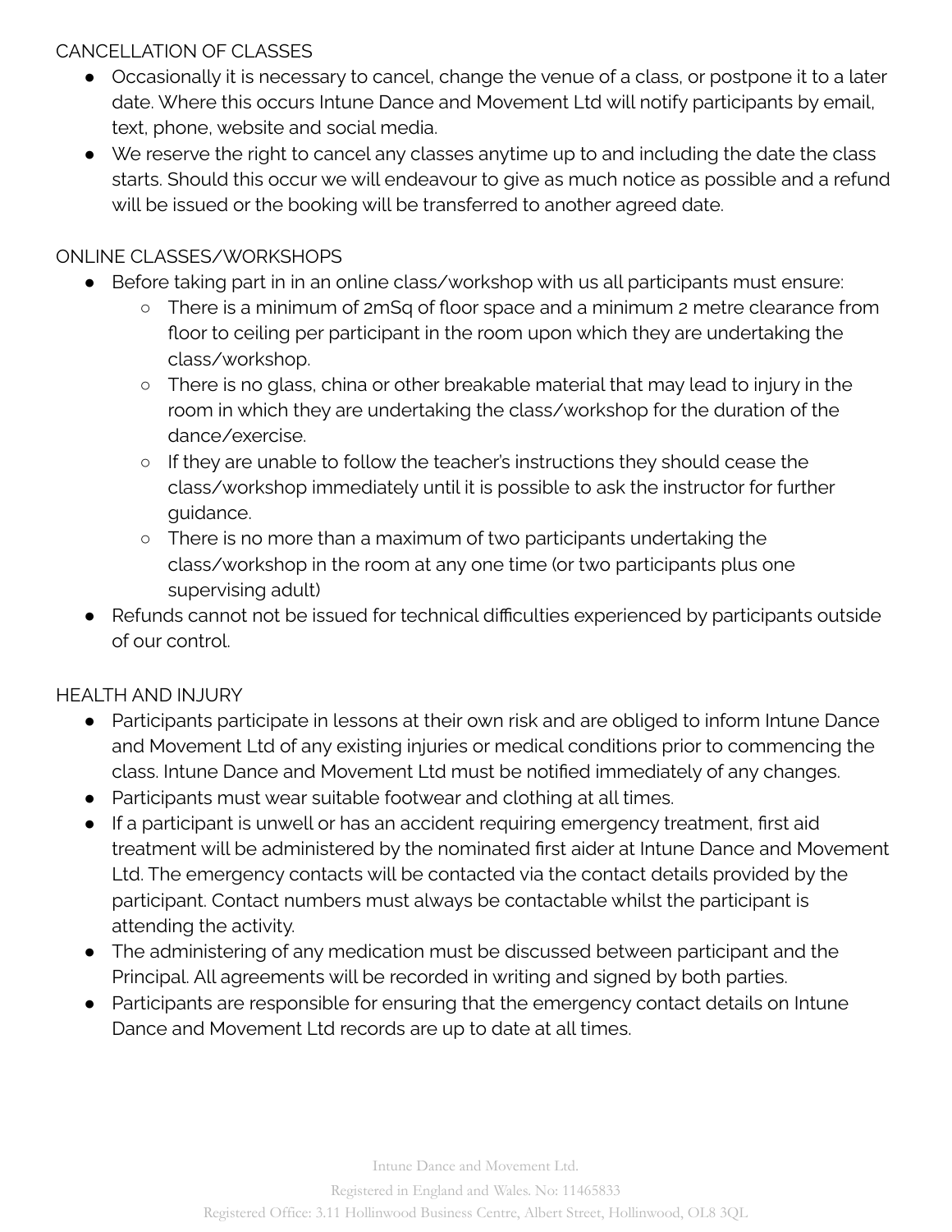## CANCELLATION OF CLASSES

- Occasionally it is necessary to cancel, change the venue of a class, or postpone it to a later date. Where this occurs Intune Dance and Movement Ltd will notify participants by email, text, phone, website and social media.
- We reserve the right to cancel any classes anytime up to and including the date the class starts. Should this occur we will endeavour to give as much notice as possible and a refund will be issued or the booking will be transferred to another agreed date.

## ONLINE CLASSES/WORKSHOPS

- Before taking part in in an online class/workshop with us all participants must ensure:
  - There is a minimum of 2mSq of floor space and a minimum 2 metre clearance from floor to ceiling per participant in the room upon which they are undertaking the class/workshop.
  - There is no glass, china or other breakable material that may lead to injury in the room in which they are undertaking the class/workshop for the duration of the dance/exercise.
  - If they are unable to follow the teacher's instructions they should cease the class/workshop immediately until it is possible to ask the instructor for further guidance.
  - There is no more than a maximum of two participants undertaking the class/workshop in the room at any one time (or two participants plus one supervising adult)
- Refunds cannot not be issued for technical difficulties experienced by participants outside of our control.

## HEALTH AND INJURY

- Participants participate in lessons at their own risk and are obliged to inform Intune Dance and Movement Ltd of any existing injuries or medical conditions prior to commencing the class. Intune Dance and Movement Ltd must be notified immediately of any changes.
- Participants must wear suitable footwear and clothing at all times.
- If a participant is unwell or has an accident requiring emergency treatment, first aid treatment will be administered by the nominated first aider at Intune Dance and Movement Ltd. The emergency contacts will be contacted via the contact details provided by the participant. Contact numbers must always be contactable whilst the participant is attending the activity.
- The administering of any medication must be discussed between participant and the Principal. All agreements will be recorded in writing and signed by both parties.
- Participants are responsible for ensuring that the emergency contact details on Intune Dance and Movement Ltd records are up to date at all times.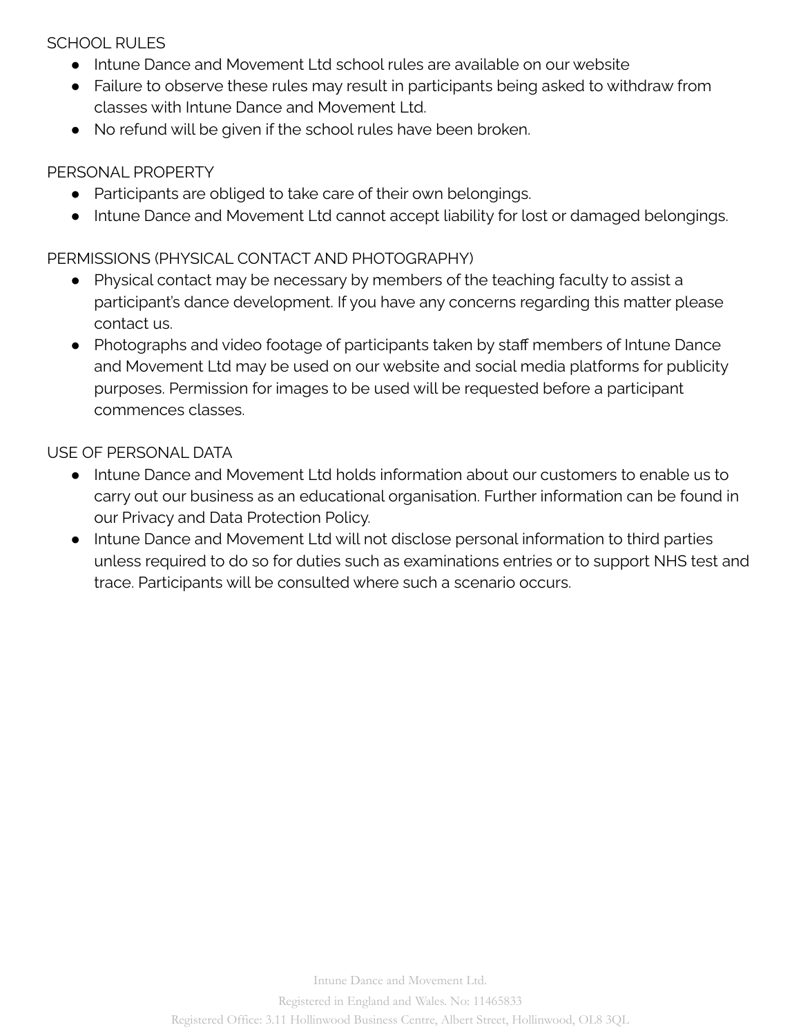## SCHOOL RULES

- Intune Dance and Movement Ltd school rules are available on our website
- Failure to observe these rules may result in participants being asked to withdraw from classes with Intune Dance and Movement Ltd.
- No refund will be given if the school rules have been broken.

## PERSONAL PROPERTY

- Participants are obliged to take care of their own belongings.
- Intune Dance and Movement Ltd cannot accept liability for lost or damaged belongings.

## PERMISSIONS (PHYSICAL CONTACT AND PHOTOGRAPHY)

- Physical contact may be necessary by members of the teaching faculty to assist a participant's dance development. If you have any concerns regarding this matter please contact us.
- Photographs and video footage of participants taken by staff members of Intune Dance and Movement Ltd may be used on our website and social media platforms for publicity purposes. Permission for images to be used will be requested before a participant commences classes.

## USE OF PERSONAL DATA

- Intune Dance and Movement Ltd holds information about our customers to enable us to carry out our business as an educational organisation. Further information can be found in our Privacy and Data Protection Policy.
- Intune Dance and Movement Ltd will not disclose personal information to third parties unless required to do so for duties such as examinations entries or to support NHS test and trace. Participants will be consulted where such a scenario occurs.